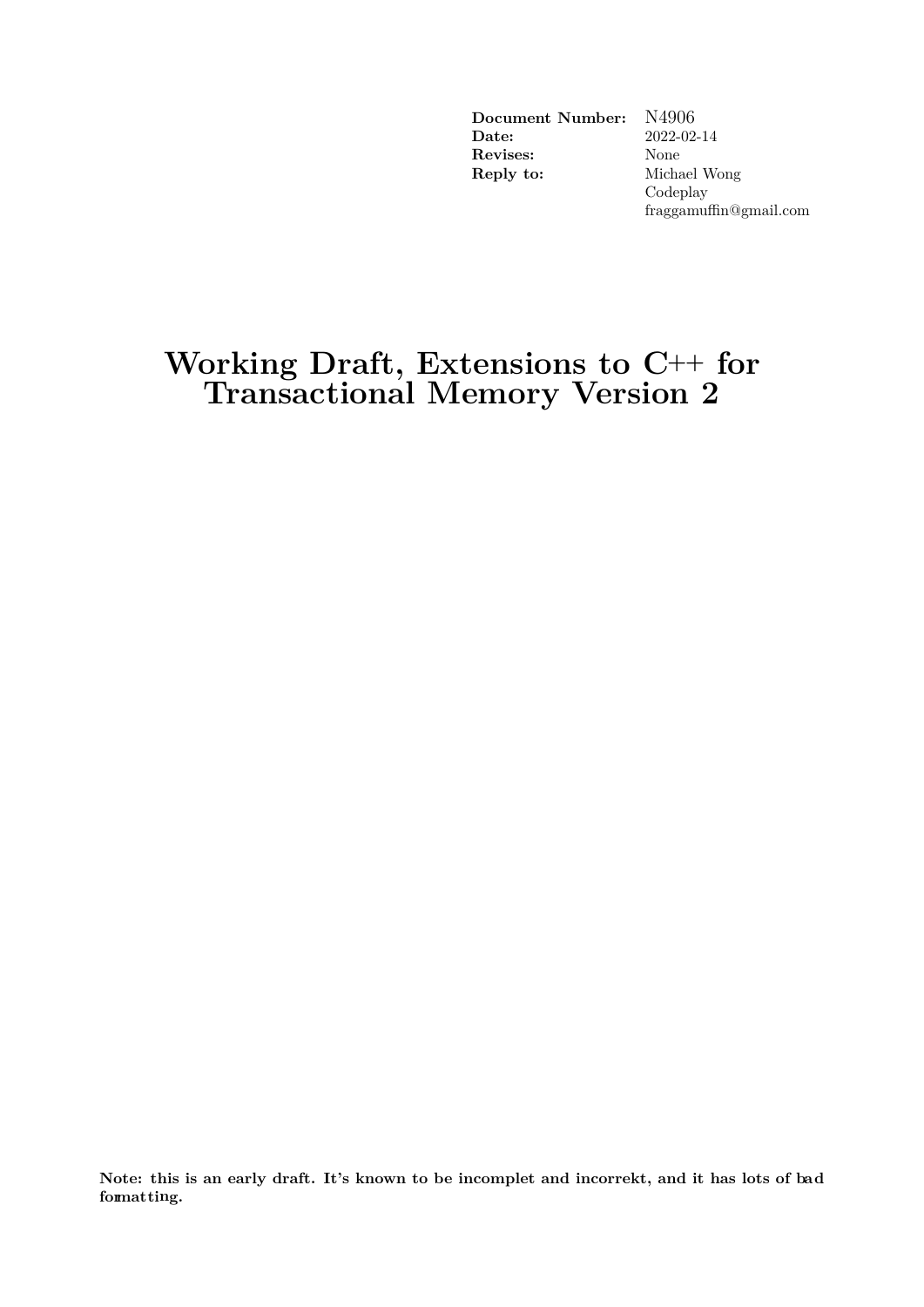| | |
|---|---|
| **Document Number:** | N4906 |
| **Date:** | 2022-02-14 |
| **Revises:** | None |
| **Reply to:** | Michael Wong |
| | Codeplay |
| | fraggamuffin@gmail.com |

# Working Draft, Extensions to C++ for Transactional Memory Version 2

**Note: this is an early draft. It's known to be incomplet and incorrekt, and it has lots of bad formatting.**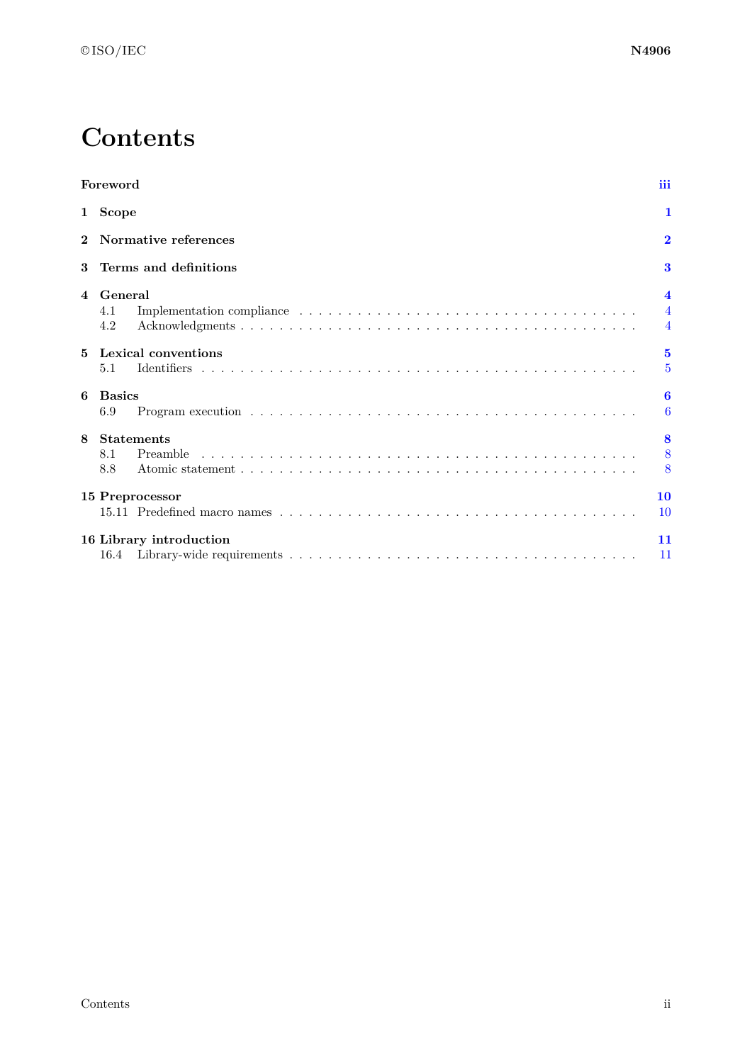# Contents

**Foreword** **iii**

**1 Scope** **1**

**2 Normative references** **2**

**3 Terms and definitions** **3**

**4 General** **4**

- 4.1 Implementation compliance . . . . . . . . . . 4
- 4.2 Acknowledgments . . . . . . . . . . 4

**5 Lexical conventions** **5**

- 5.1 Identifiers . . . . . . . . . . 5

**6 Basics** **6**

- 6.9 Program execution . . . . . . . . . . 6

**8 Statements** **8**

- 8.1 Preamble . . . . . . . . . . 8
- 8.8 Atomic statement . . . . . . . . . . 8

**15 Preprocessor** **10**

- 15.11 Predefined macro names . . . . . . . . . . 10

**16 Library introduction** **11**

- 16.4 Library-wide requirements . . . . . . . . . . 11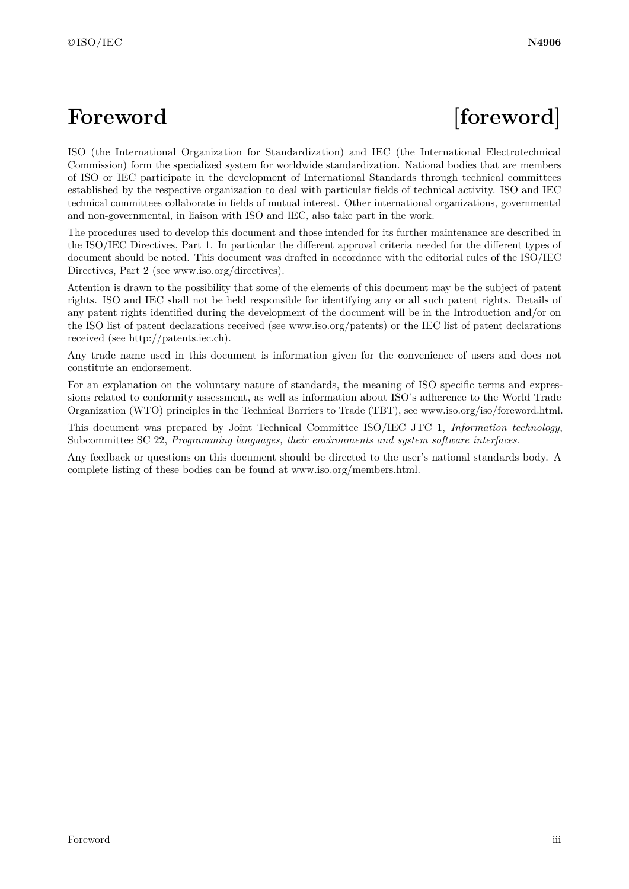# Foreword [foreword]

ISO (the International Organization for Standardization) and IEC (the International Electrotechnical Commission) form the specialized system for worldwide standardization. National bodies that are members of ISO or IEC participate in the development of International Standards through technical committees established by the respective organization to deal with particular fields of technical activity. ISO and IEC technical committees collaborate in fields of mutual interest. Other international organizations, governmental and non-governmental, in liaison with ISO and IEC, also take part in the work.

The procedures used to develop this document and those intended for its further maintenance are described in the ISO/IEC Directives, Part 1. In particular the different approval criteria needed for the different types of document should be noted. This document was drafted in accordance with the editorial rules of the ISO/IEC Directives, Part 2 (see www.iso.org/directives).

Attention is drawn to the possibility that some of the elements of this document may be the subject of patent rights. ISO and IEC shall not be held responsible for identifying any or all such patent rights. Details of any patent rights identified during the development of the document will be in the Introduction and/or on the ISO list of patent declarations received (see www.iso.org/patents) or the IEC list of patent declarations received (see http://patents.iec.ch).

Any trade name used in this document is information given for the convenience of users and does not constitute an endorsement.

For an explanation on the voluntary nature of standards, the meaning of ISO specific terms and expressions related to conformity assessment, as well as information about ISO's adherence to the World Trade Organization (WTO) principles in the Technical Barriers to Trade (TBT), see www.iso.org/iso/foreword.html.

This document was prepared by Joint Technical Committee ISO/IEC JTC 1, *Information technology*, Subcommittee SC 22, *Programming languages, their environments and system software interfaces*.

Any feedback or questions on this document should be directed to the user's national standards body. A complete listing of these bodies can be found at www.iso.org/members.html.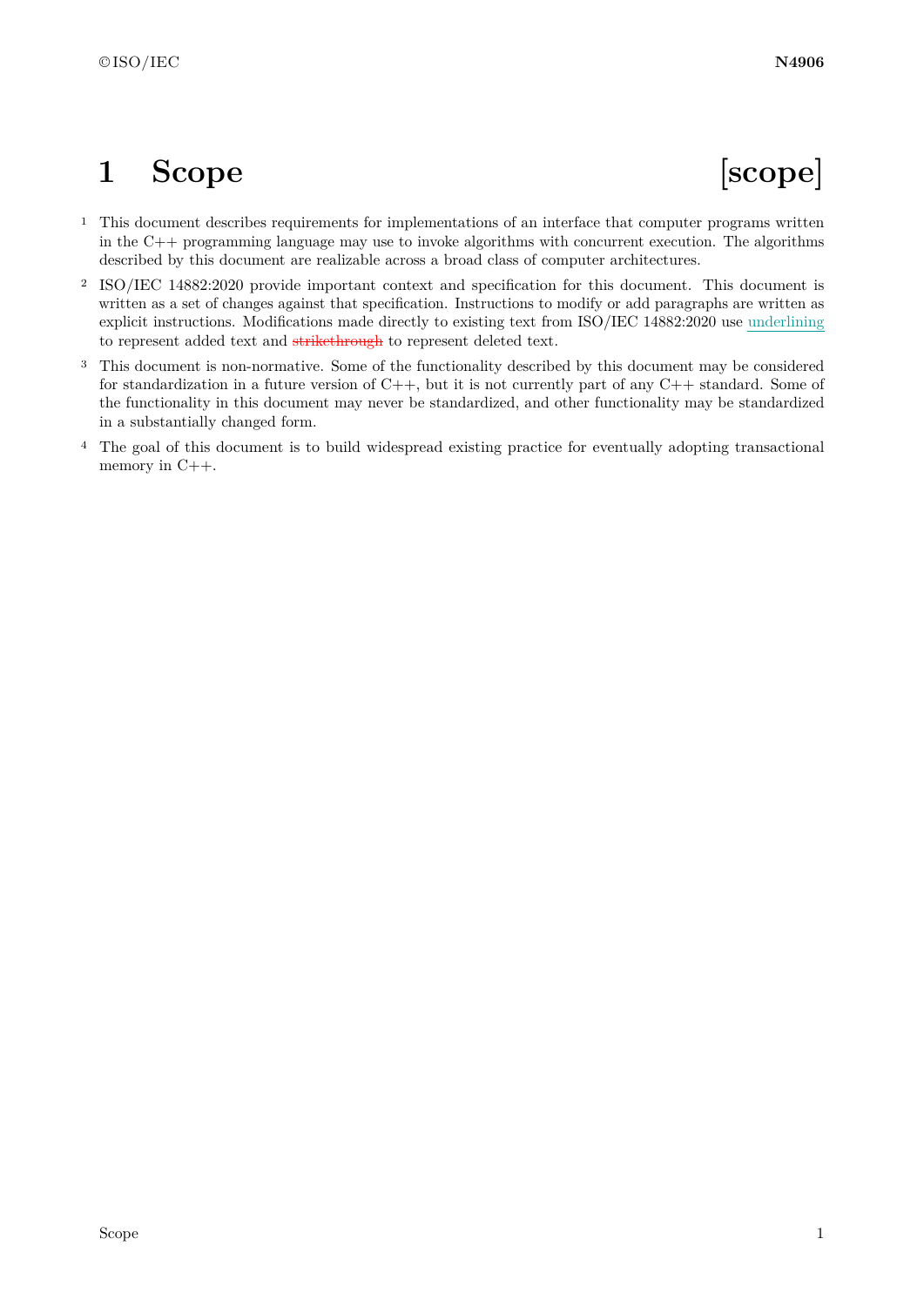# 1 Scope [scope]

1 This document describes requirements for implementations of an interface that computer programs written in the C++ programming language may use to invoke algorithms with concurrent execution. The algorithms described by this document are realizable across a broad class of computer architectures.

2 ISO/IEC 14882:2020 provide important context and specification for this document. This document is written as a set of changes against that specification. Instructions to modify or add paragraphs are written as explicit instructions. Modifications made directly to existing text from ISO/IEC 14882:2020 use <ins>underlining</ins> to represent added text and ~~strikethrough~~ to represent deleted text.

3 This document is non-normative. Some of the functionality described by this document may be considered for standardization in a future version of C++, but it is not currently part of any C++ standard. Some of the functionality in this document may never be standardized, and other functionality may be standardized in a substantially changed form.

4 The goal of this document is to build widespread existing practice for eventually adopting transactional memory in C++.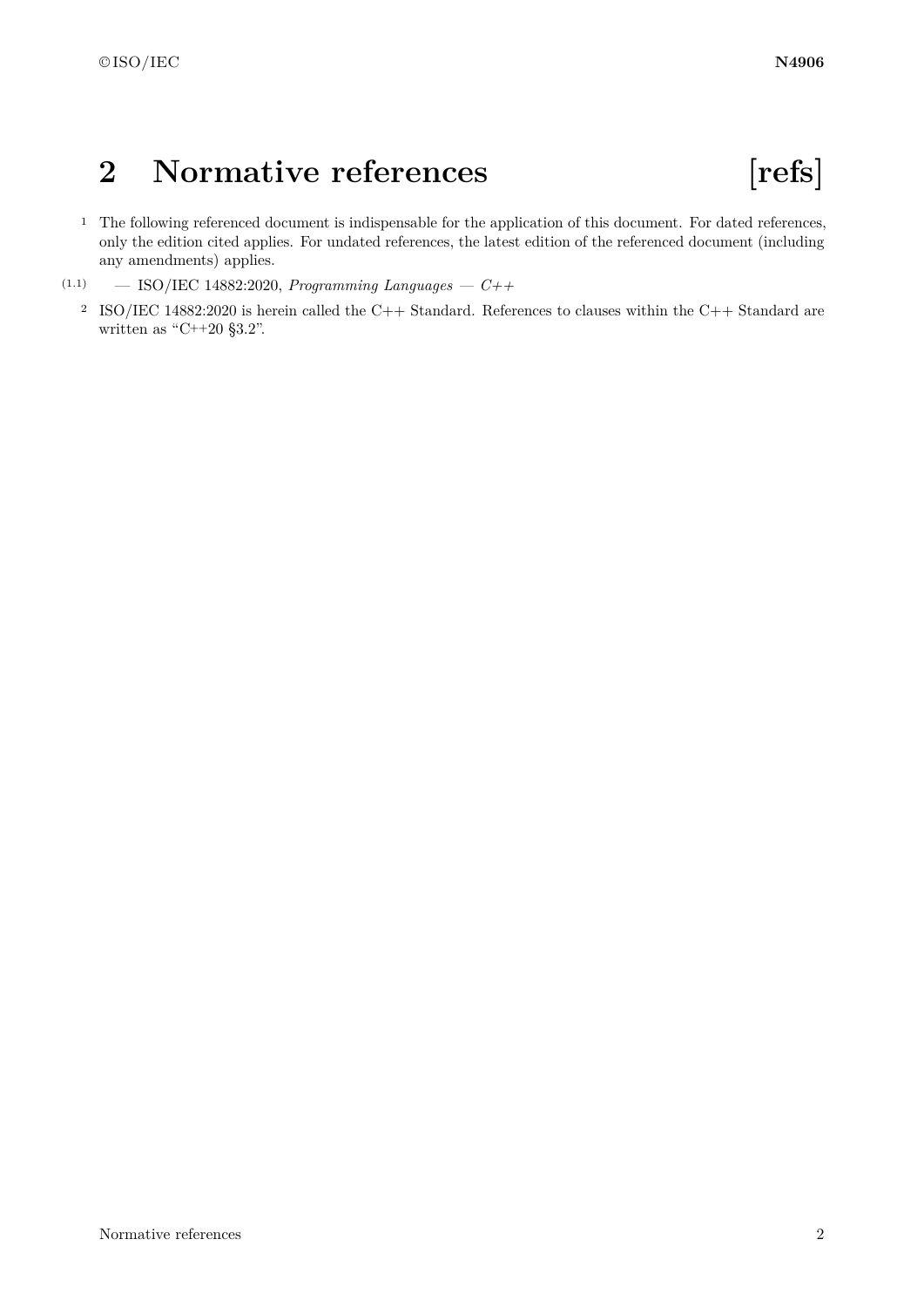# 2 Normative references [refs]

1 The following referenced document is indispensable for the application of this document. For dated references, only the edition cited applies. For undated references, the latest edition of the referenced document (including any amendments) applies.

(1.1) — ISO/IEC 14882:2020, *Programming Languages — C++*

2 ISO/IEC 14882:2020 is herein called the C++ Standard. References to clauses within the C++ Standard are written as "C++20 §3.2".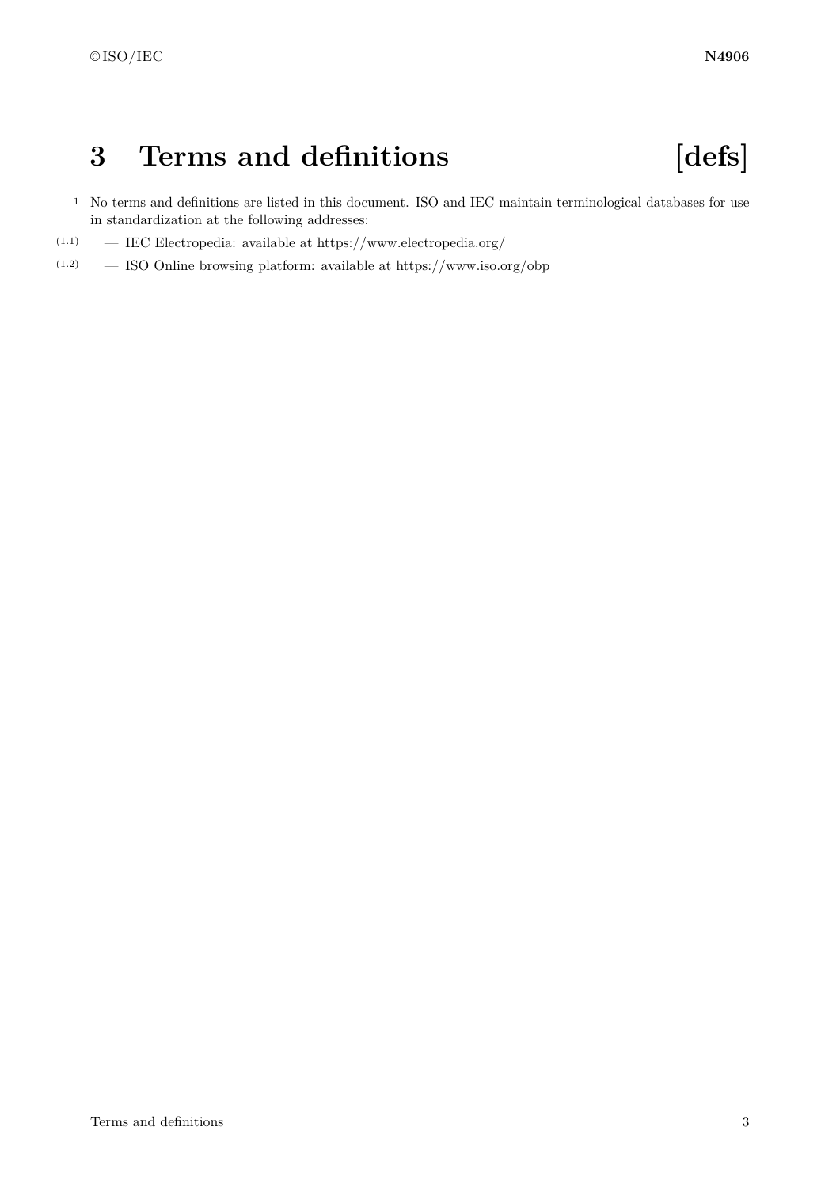# 3 Terms and definitions [defs]

1 No terms and definitions are listed in this document. ISO and IEC maintain terminological databases for use in standardization at the following addresses:

(1.1) — IEC Electropedia: available at https://www.electropedia.org/

(1.2) — ISO Online browsing platform: available at https://www.iso.org/obp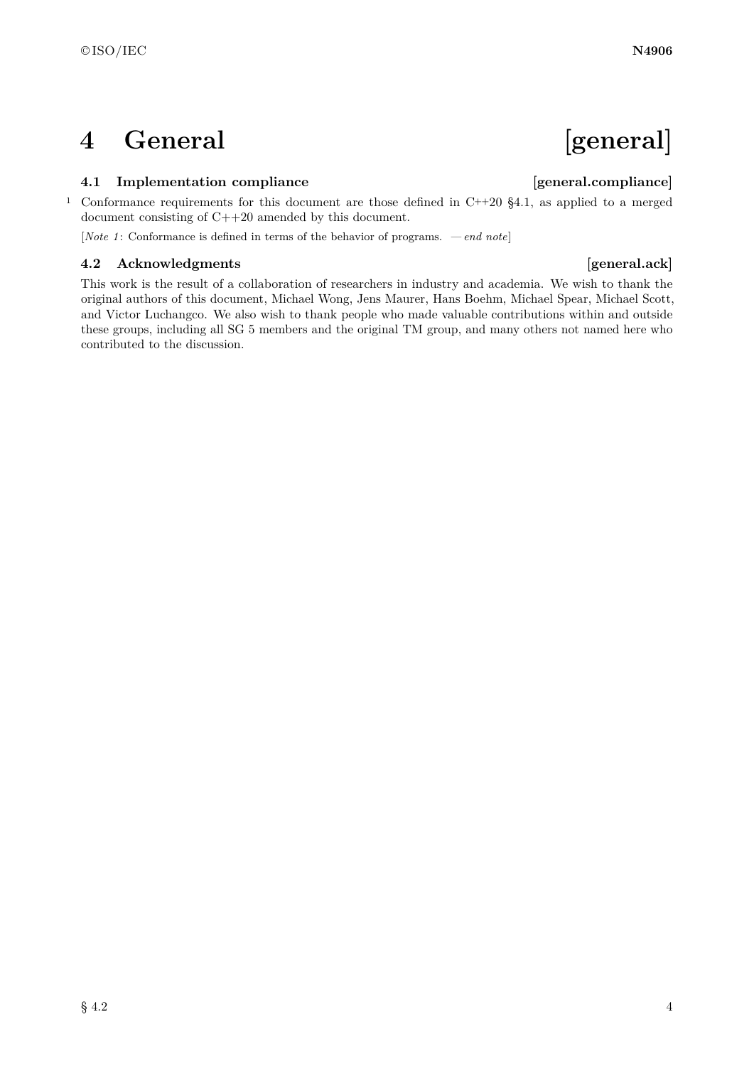# 4 General [general]

## 4.1 Implementation compliance [general.compliance]

1 Conformance requirements for this document are those defined in C++20 §4.1, as applied to a merged document consisting of C++20 amended by this document.

[*Note 1*: Conformance is defined in terms of the behavior of programs. — *end note*]

## 4.2 Acknowledgments [general.ack]

This work is the result of a collaboration of researchers in industry and academia. We wish to thank the original authors of this document, Michael Wong, Jens Maurer, Hans Boehm, Michael Spear, Michael Scott, and Victor Luchangco. We also wish to thank people who made valuable contributions within and outside these groups, including all SG 5 members and the original TM group, and many others not named here who contributed to the discussion.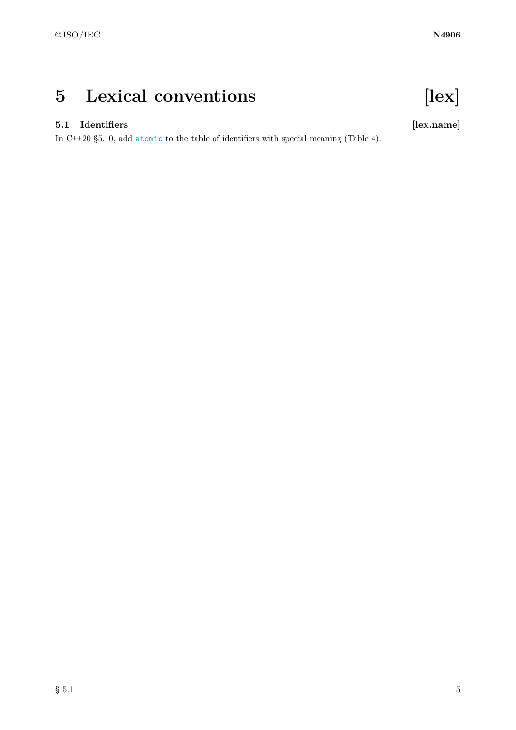# 5 Lexical conventions [lex]

## 5.1 Identifiers [lex.name]

In C++20 §5.10, add `atomic` to the table of identifiers with special meaning (Table 4).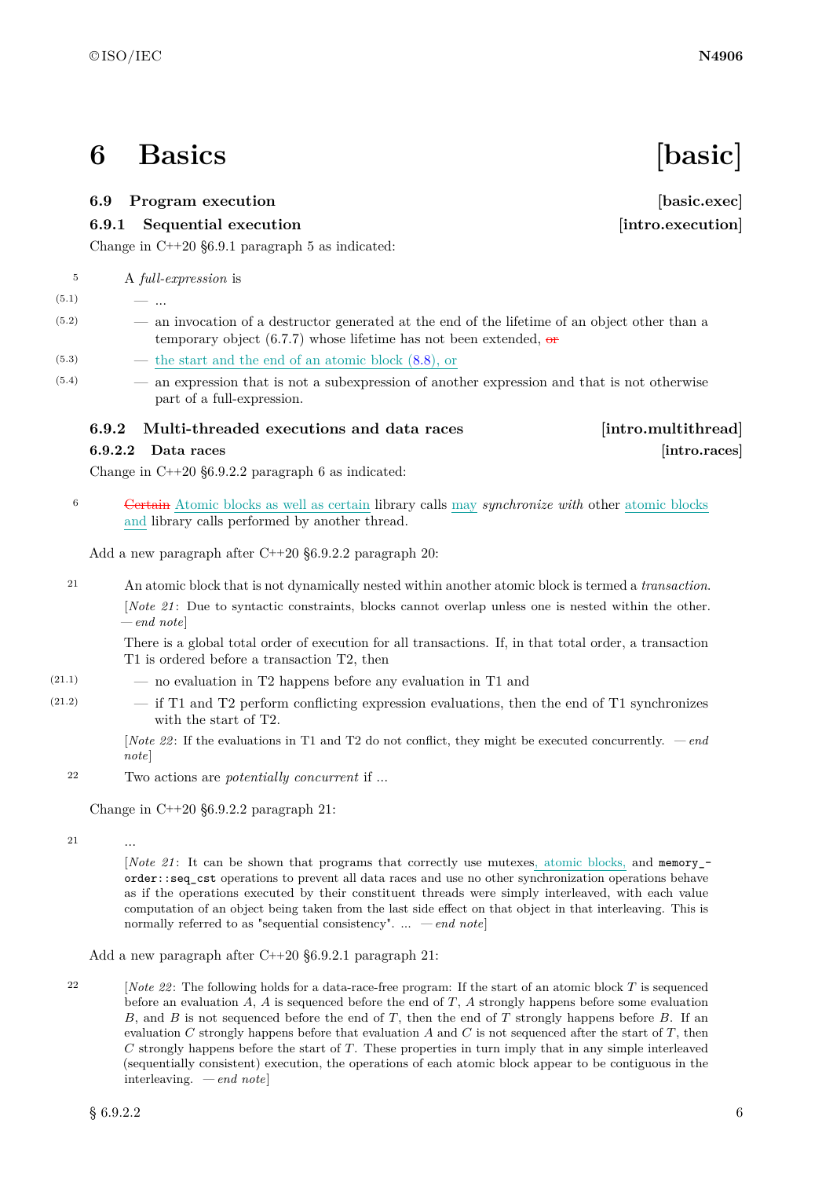# 6 Basics [basic]

### 6.9 Program execution [basic.exec]

### 6.9.1 Sequential execution [intro.execution]

Change in C++20 §6.9.1 paragraph 5 as indicated:

5 A *full-expression* is

(5.1) — ...

(5.2) — an invocation of a destructor generated at the end of the lifetime of an object other than a temporary object (6.7.7) whose lifetime has not been extended, ~~or~~

(5.3) — the start and the end of an atomic block (8.8), or

(5.4) — an expression that is not a subexpression of another expression and that is not otherwise part of a full-expression.

### 6.9.2 Multi-threaded executions and data races [intro.multithread]

#### 6.9.2.2 Data races [intro.races]

Change in C++20 §6.9.2.2 paragraph 6 as indicated:

6 ~~Certain~~ Atomic blocks as well as certain library calls may *synchronize with* other atomic blocks and library calls performed by another thread.

Add a new paragraph after C++20 §6.9.2.2 paragraph 20:

21 An atomic block that is not dynamically nested within another atomic block is termed a *transaction*.

[*Note 21*: Due to syntactic constraints, blocks cannot overlap unless one is nested within the other. — *end note*]

There is a global total order of execution for all transactions. If, in that total order, a transaction T1 is ordered before a transaction T2, then

(21.1) — no evaluation in T2 happens before any evaluation in T1 and

(21.2) — if T1 and T2 perform conflicting expression evaluations, then the end of T1 synchronizes with the start of T2.

[*Note 22*: If the evaluations in T1 and T2 do not conflict, they might be executed concurrently. — *end note*]

22 Two actions are *potentially concurrent* if ...

Change in C++20 §6.9.2.2 paragraph 21:

21 ...

[*Note 21*: It can be shown that programs that correctly use mutexes, atomic blocks, and `memory_order::seq_cst` operations to prevent all data races and use no other synchronization operations behave as if the operations executed by their constituent threads were simply interleaved, with each value computation of an object being taken from the last side effect on that object in that interleaving. This is normally referred to as "sequential consistency". ... — *end note*]

Add a new paragraph after C++20 §6.9.2.1 paragraph 21:

22 [*Note 22*: The following holds for a data-race-free program: If the start of an atomic block $T$ is sequenced before an evaluation $A$, $A$ is sequenced before the end of $T$, $A$ strongly happens before some evaluation $B$, and $B$ is not sequenced before the end of $T$, then the end of $T$ strongly happens before $B$. If an evaluation $C$ strongly happens before that evaluation $A$ and $C$ is not sequenced after the start of $T$, then $C$ strongly happens before the start of $T$. These properties in turn imply that in any simple interleaved (sequentially consistent) execution, the operations of each atomic block appear to be contiguous in the interleaving. — *end note*]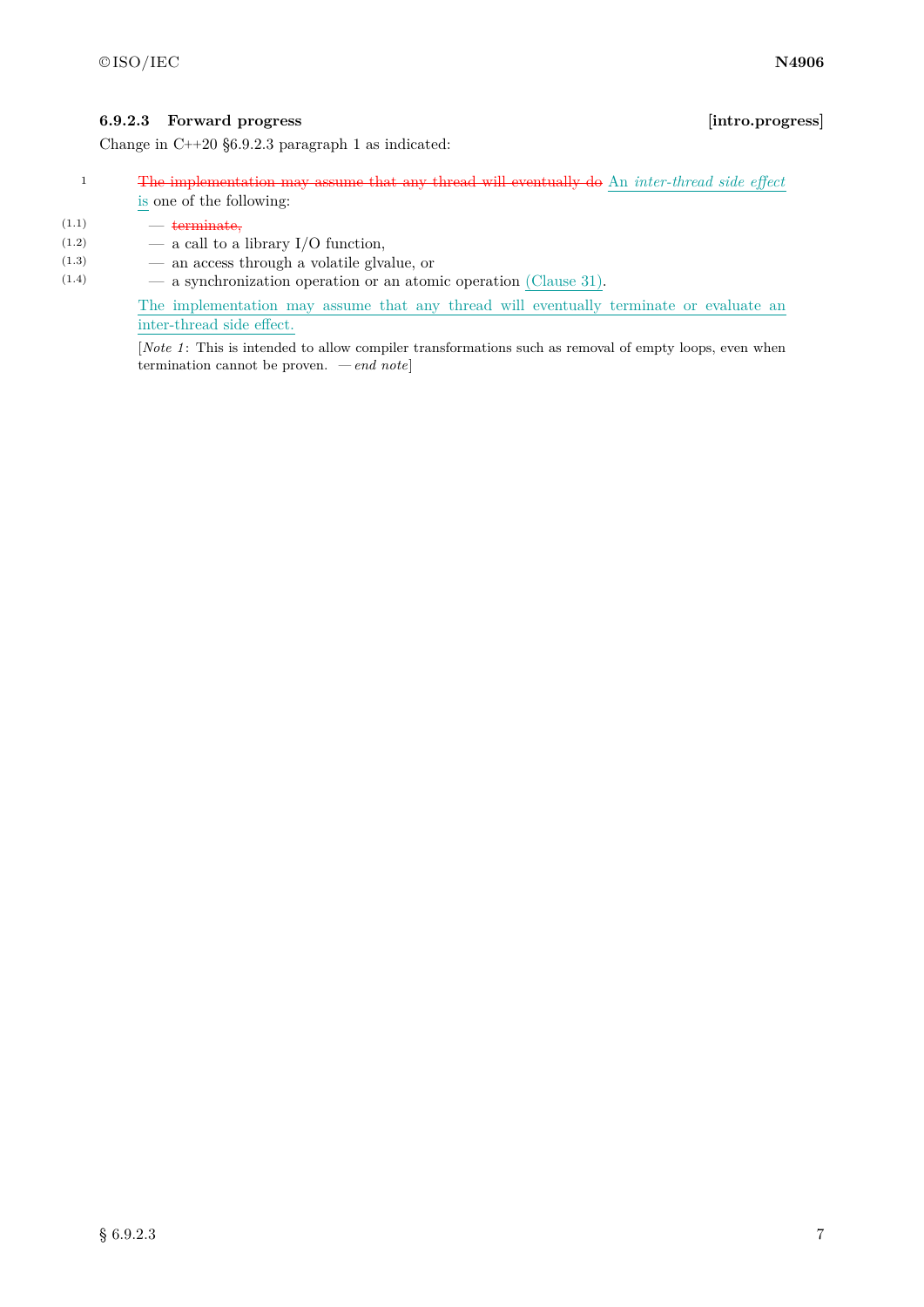### 6.9.2.3 Forward progress [intro.progress]

Change in C++20 §6.9.2.3 paragraph 1 as indicated:

1 ~~The implementation may assume that any thread will eventually do~~ An *inter-thread side effect* is one of the following:

- (1.1) — ~~terminate,~~
- (1.2) — a call to a library I/O function,
- (1.3) — an access through a volatile glvalue, or
- (1.4) — a synchronization operation or an atomic operation (Clause 31).

The implementation may assume that any thread will eventually terminate or evaluate an inter-thread side effect.

[*Note 1*: This is intended to allow compiler transformations such as removal of empty loops, even when termination cannot be proven. — *end note*]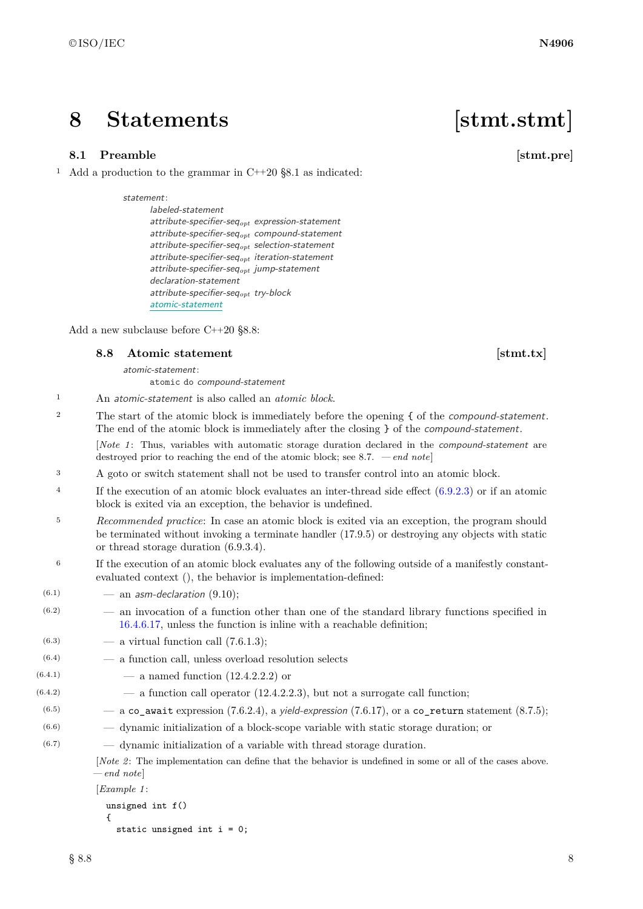# 8 Statements [stmt.stmt]

## 8.1 Preamble [stmt.pre]

1 Add a production to the grammar in C++20 §8.1 as indicated:

> *statement*:
> *labeled-statement*
> *attribute-specifier-seq*$_{opt}$ *expression-statement*
> *attribute-specifier-seq*$_{opt}$ *compound-statement*
> *attribute-specifier-seq*$_{opt}$ *selection-statement*
> *attribute-specifier-seq*$_{opt}$ *iteration-statement*
> *attribute-specifier-seq*$_{opt}$ *jump-statement*
> *declaration-statement*
> *attribute-specifier-seq*$_{opt}$ *try-block*
> *atomic-statement*

Add a new subclause before C++20 §8.8:

### 8.8 Atomic statement [stmt.tx]

> *atomic-statement*:
> `atomic do` *compound-statement*

1 An *atomic-statement* is also called an *atomic block*.

2 The start of the atomic block is immediately before the opening `{` of the *compound-statement*. The end of the atomic block is immediately after the closing `}` of the *compound-statement*.

[*Note 1*: Thus, variables with automatic storage duration declared in the *compound-statement* are destroyed prior to reaching the end of the atomic block; see 8.7. — *end note*]

3 A goto or switch statement shall not be used to transfer control into an atomic block.

4 If the execution of an atomic block evaluates an inter-thread side effect (6.9.2.3) or if an atomic block is exited via an exception, the behavior is undefined.

5 *Recommended practice*: In case an atomic block is exited via an exception, the program should be terminated without invoking a terminate handler (17.9.5) or destroying any objects with static or thread storage duration (6.9.3.4).

6 If the execution of an atomic block evaluates any of the following outside of a manifestly constant-evaluated context (), the behavior is implementation-defined:

- (6.1) — an *asm-declaration* (9.10);
- (6.2) — an invocation of a function other than one of the standard library functions specified in 16.4.6.17, unless the function is inline with a reachable definition;
- (6.3) — a virtual function call (7.6.1.3);
- (6.4) — a function call, unless overload resolution selects
  - (6.4.1) — a named function (12.4.2.2.2) or
  - (6.4.2) — a function call operator (12.4.2.2.3), but not a surrogate call function;
- (6.5) — a `co_await` expression (7.6.2.4), a *yield-expression* (7.6.17), or a `co_return` statement (8.7.5);
- (6.6) — dynamic initialization of a block-scope variable with static storage duration; or
- (6.7) — dynamic initialization of a variable with thread storage duration.

[*Note 2*: The implementation can define that the behavior is undefined in some or all of the cases above. — *end note*]

[*Example 1*:

```
unsigned int f()
{
  static unsigned int i = 0;
```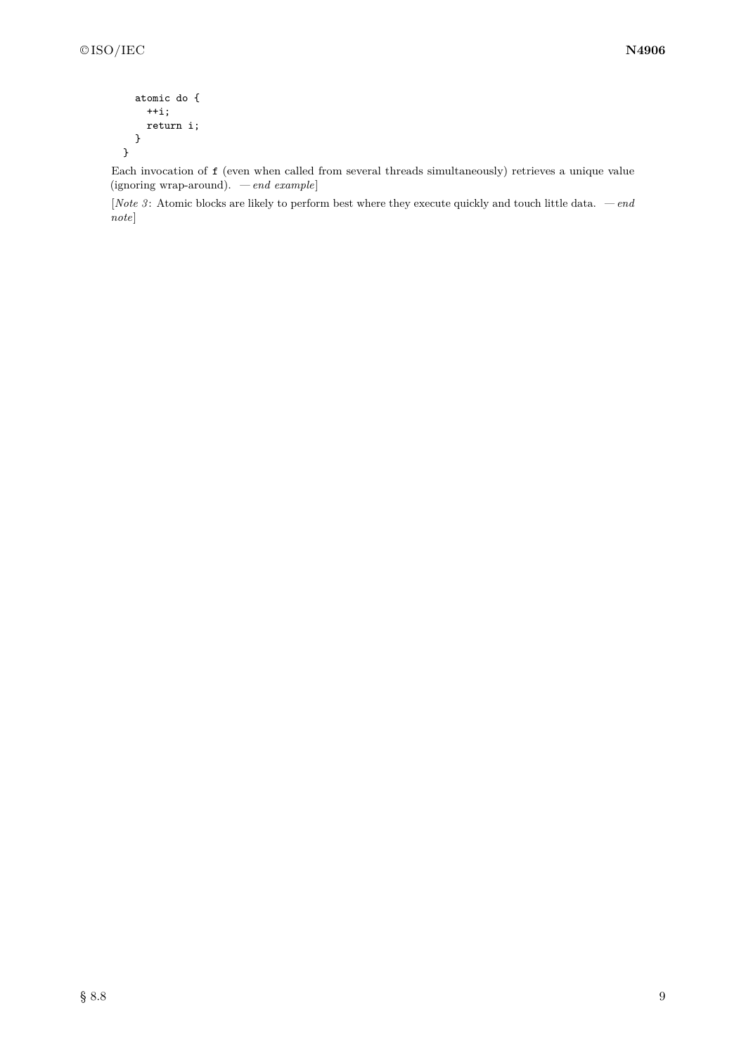```
    atomic do {
      ++i;
      return i;
    }
  }
```

Each invocation of `f` (even when called from several threads simultaneously) retrieves a unique value (ignoring wrap-around). — *end example*]

[*Note 3*: Atomic blocks are likely to perform best where they execute quickly and touch little data. — *end note*]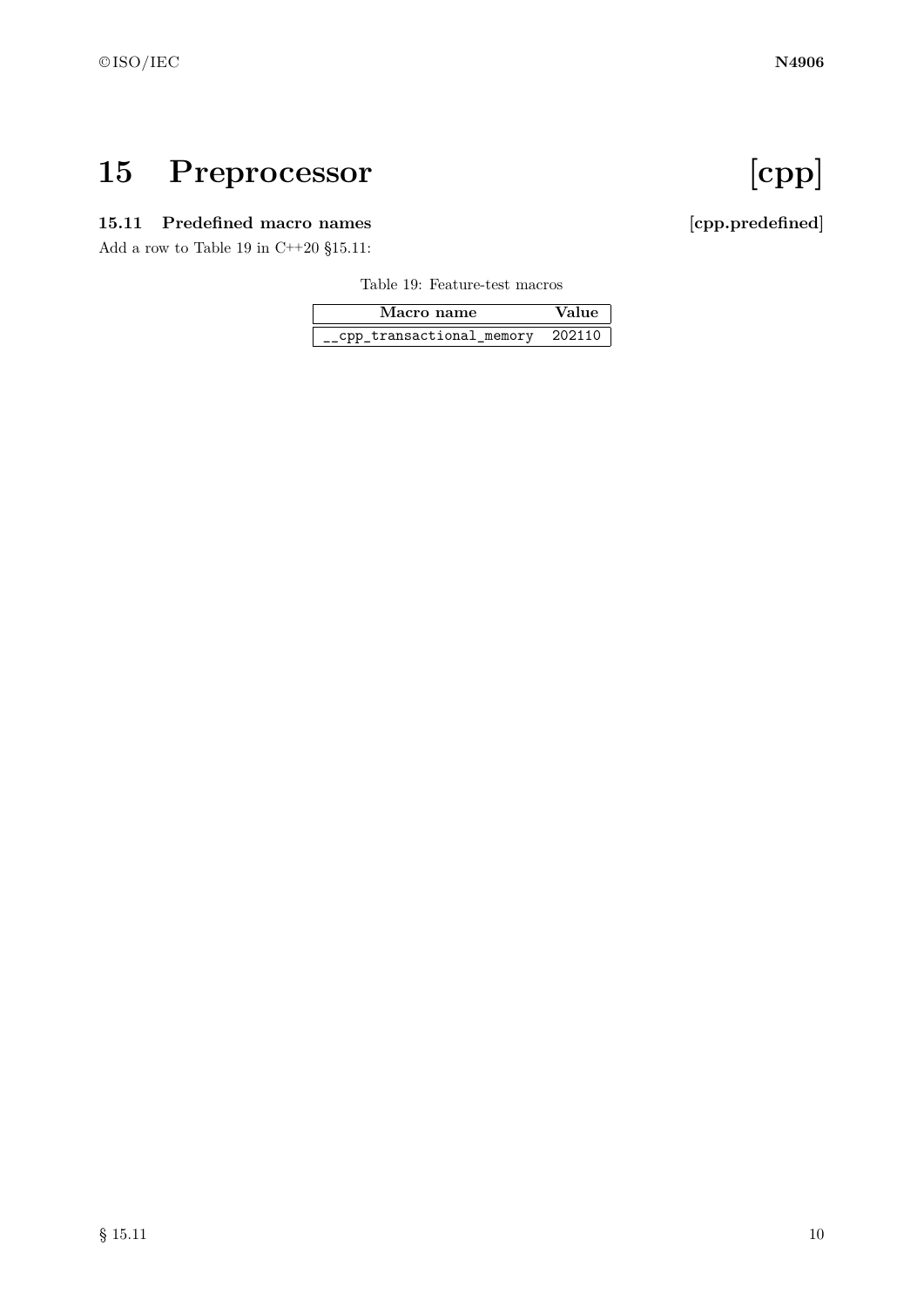# 15 Preprocessor [cpp]

### 15.11 Predefined macro names [cpp.predefined]

Add a row to Table 19 in C++20 §15.11:

Table 19: Feature-test macros

| Macro name | Value |
|---|---|
| __cpp_transactional_memory | 202110 |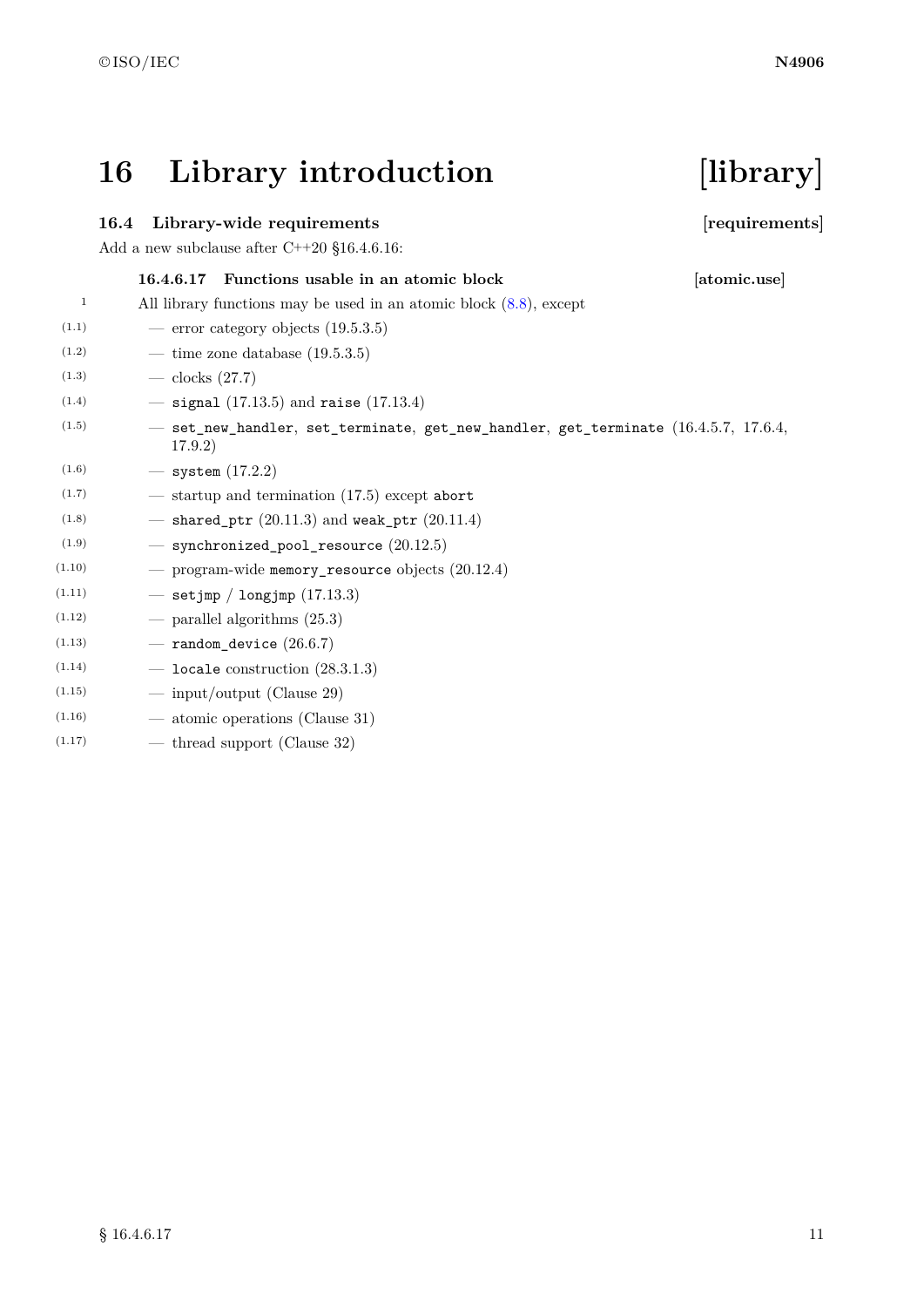# 16 Library introduction [library]

## 16.4 Library-wide requirements [requirements]

Add a new subclause after C++20 §16.4.6.16:

### 16.4.6.17 Functions usable in an atomic block [atomic.use]

1 All library functions may be used in an atomic block (8.8), except

- (1.1) — error category objects (19.5.3.5)
- (1.2) — time zone database (19.5.3.5)
- (1.3) — clocks (27.7)
- (1.4) — `signal` (17.13.5) and `raise` (17.13.4)
- (1.5) — `set_new_handler`, `set_terminate`, `get_new_handler`, `get_terminate` (16.4.5.7, 17.6.4, 17.9.2)
- (1.6) — `system` (17.2.2)
- (1.7) — startup and termination (17.5) except `abort`
- (1.8) — `shared_ptr` (20.11.3) and `weak_ptr` (20.11.4)
- (1.9) — `synchronized_pool_resource` (20.12.5)
- (1.10) — program-wide `memory_resource` objects (20.12.4)
- (1.11) — `setjmp` / `longjmp` (17.13.3)
- (1.12) — parallel algorithms (25.3)
- (1.13) — `random_device` (26.6.7)
- (1.14) — `locale` construction (28.3.1.3)
- (1.15) — input/output (Clause 29)
- (1.16) — atomic operations (Clause 31)
- (1.17) — thread support (Clause 32)